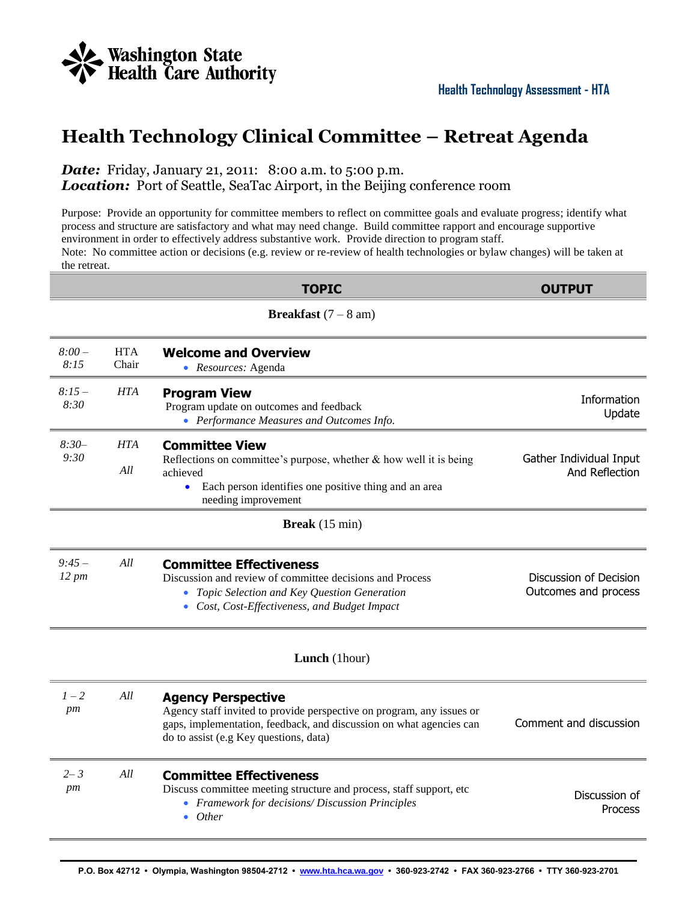Washington State Health Care Authority

**Health Technology Assessment - HTA**

# Health Technology Clinical Committee – Retreat Agenda

***Date:*** Friday, January 21, 2011: 8:00 a.m. to 5:00 p.m.
***Location:*** Port of Seattle, SeaTac Airport, in the Beijing conference room

Purpose: Provide an opportunity for committee members to reflect on committee goals and evaluate progress; identify what process and structure are satisfactory and what may need change. Build committee rapport and encourage supportive environment in order to effectively address substantive work. Provide direction to program staff.
Note: No committee action or decisions (e.g. review or re-review of health technologies or bylaw changes) will be taken at the retreat.

| | | **TOPIC** | **OUTPUT** |
|---|---|---|---|
| | | **Breakfast** (7 – 8 am) | |
| *8:00 – 8:15* | HTA Chair | **Welcome and Overview**<br>• *Resources:* Agenda | |
| *8:15 – 8:30* | *HTA* | **Program View**<br>Program update on outcomes and feedback<br>• *Performance Measures and Outcomes Info.* | Information Update |
| *8:30– 9:30* | *HTA*<br>*All* | **Committee View**<br>Reflections on committee's purpose, whether & how well it is being achieved<br>• Each person identifies one positive thing and an area needing improvement | Gather Individual Input And Reflection |
| | | **Break** (15 min) | |
| *9:45 – 12 pm* | *All* | **Committee Effectiveness**<br>Discussion and review of committee decisions and Process<br>• *Topic Selection and Key Question Generation*<br>• *Cost, Cost-Effectiveness, and Budget Impact* | Discussion of Decision Outcomes and process |
| | | **Lunch** (1hour) | |
| *1 – 2 pm* | *All* | **Agency Perspective**<br>Agency staff invited to provide perspective on program, any issues or gaps, implementation, feedback, and discussion on what agencies can do to assist (e.g Key questions, data) | Comment and discussion |
| *2– 3 pm* | *All* | **Committee Effectiveness**<br>Discuss committee meeting structure and process, staff support, etc<br>• *Framework for decisions/ Discussion Principles*<br>• *Other* | Discussion of Process |

P.O. Box 42712 • Olympia, Washington 98504-2712 • www.hta.hca.wa.gov • 360-923-2742 • FAX 360-923-2766 • TTY 360-923-2701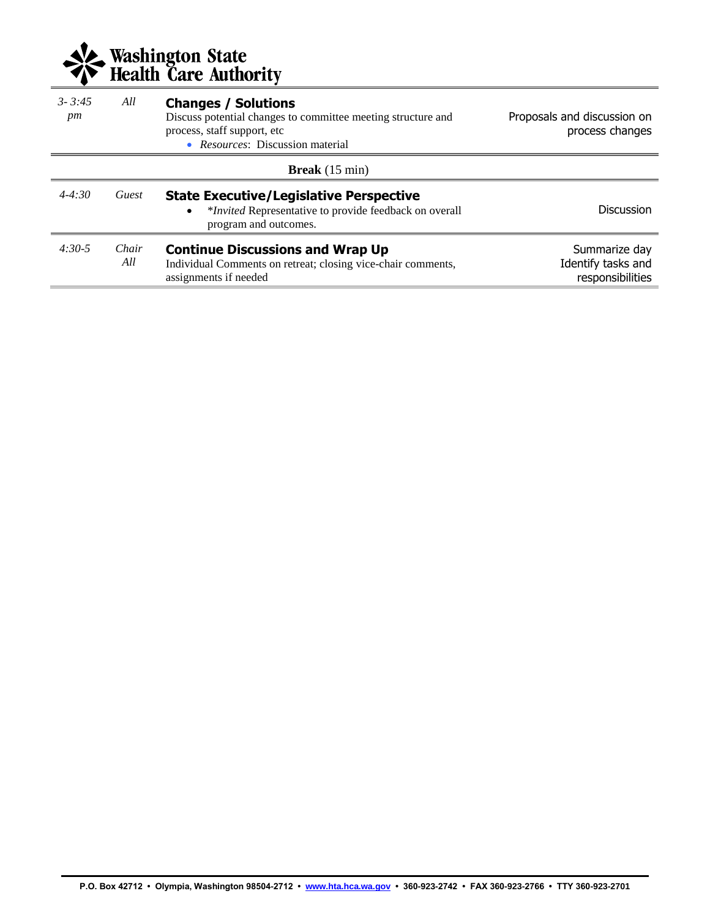**Washington State Health Care Authority**

| | | | |
|---|---|---|---|
| *3- 3:45 pm* | *All* | **Changes / Solutions**<br>Discuss potential changes to committee meeting structure and process, staff support, etc<br>• *Resources*: Discussion material | Proposals and discussion on process changes |
| | | **Break** (15 min) | |
| *4-4:30* | *Guest* | **State Executive/Legislative Perspective**<br>• \**Invited* Representative to provide feedback on overall program and outcomes. | Discussion |
| *4:30-5* | *Chair*<br>*All* | **Continue Discussions and Wrap Up**<br>Individual Comments on retreat; closing vice-chair comments, assignments if needed | Summarize day<br>Identify tasks and responsibilities |

P.O. Box 42712 • Olympia, Washington 98504-2712 • www.hta.hca.wa.gov • 360-923-2742 • FAX 360-923-2766 • TTY 360-923-2701